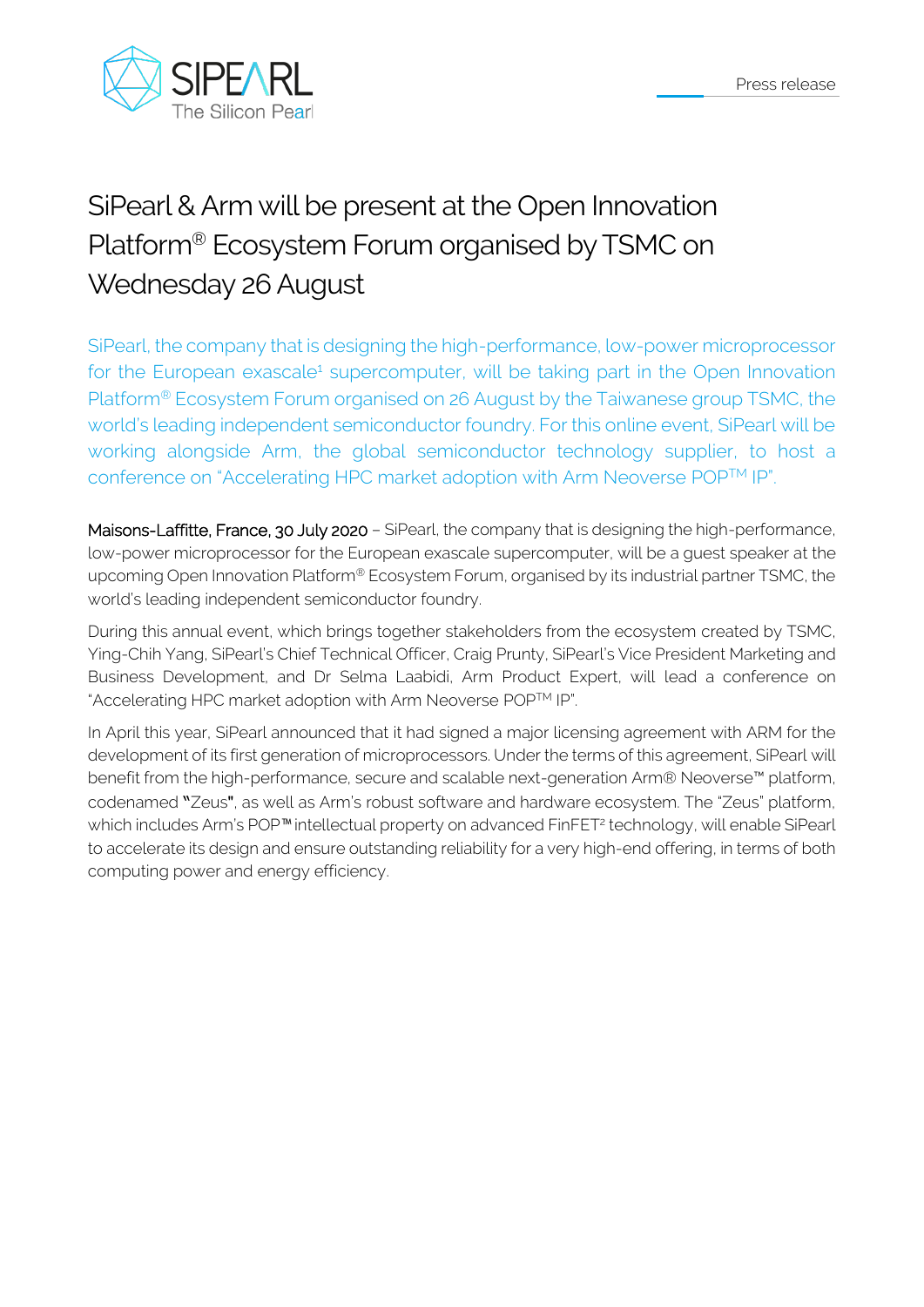Press release

# SiPearl & Arm will be present at the Open Innovation Platform® Ecosystem Forum organised by TSMC on Wednesday 26 August

SiPearl, the company that is designing the high-performance, low-power microprocessor for the European exascale[1] supercomputer, will be taking part in the Open Innovation Platform® Ecosystem Forum organised on 26 August by the Taiwanese group TSMC, the world's leading independent semiconductor foundry. For this online event, SiPearl will be working alongside Arm, the global semiconductor technology supplier, to host a conference on "Accelerating HPC market adoption with Arm Neoverse POP™ IP".

**Maisons-Laffitte, France, 30 July 2020** – SiPearl, the company that is designing the high-performance, low-power microprocessor for the European exascale supercomputer, will be a guest speaker at the upcoming Open Innovation Platform® Ecosystem Forum, organised by its industrial partner TSMC, the world's leading independent semiconductor foundry.

During this annual event, which brings together stakeholders from the ecosystem created by TSMC, Ying-Chih Yang, SiPearl's Chief Technical Officer, Craig Prunty, SiPearl's Vice President Marketing and Business Development, and Dr Selma Laabidi, Arm Product Expert, will lead a conference on "Accelerating HPC market adoption with Arm Neoverse POP™ IP".

In April this year, SiPearl announced that it had signed a major licensing agreement with ARM for the development of its first generation of microprocessors. Under the terms of this agreement, SiPearl will benefit from the high-performance, secure and scalable next-generation Arm® Neoverse™ platform, codenamed **"**Zeus**"**, as well as Arm's robust software and hardware ecosystem. The "Zeus" platform, which includes Arm's POP™ intellectual property on advanced FinFET[2] technology, will enable SiPearl to accelerate its design and ensure outstanding reliability for a very high-end offering, in terms of both computing power and energy efficiency.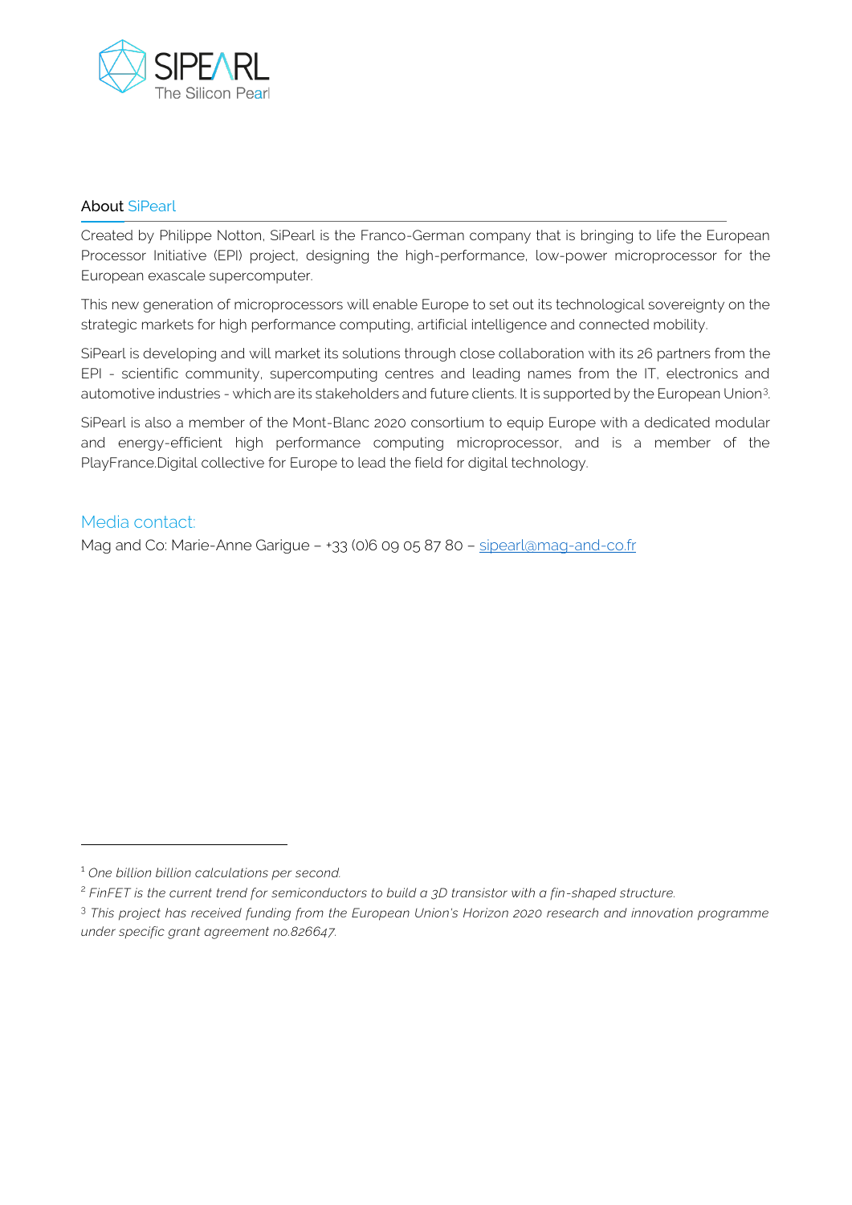## About SiPearl

Created by Philippe Notton, SiPearl is the Franco-German company that is bringing to life the European Processor Initiative (EPI) project, designing the high-performance, low-power microprocessor for the European exascale supercomputer.

This new generation of microprocessors will enable Europe to set out its technological sovereignty on the strategic markets for high performance computing, artificial intelligence and connected mobility.

SiPearl is developing and will market its solutions through close collaboration with its 26 partners from the EPI - scientific community, supercomputing centres and leading names from the IT, electronics and automotive industries - which are its stakeholders and future clients. It is supported by the European Union[3].

SiPearl is also a member of the Mont-Blanc 2020 consortium to equip Europe with a dedicated modular and energy-efficient high performance computing microprocessor, and is a member of the PlayFrance.Digital collective for Europe to lead the field for digital technology.

### Media contact:

Mag and Co: Marie-Anne Garigue – +33 (0)6 09 05 87 80 – [sipearl@mag-and-co.fr](mailto:sipearl@mag-and-co.fr)

---

[1] *One billion billion calculations per second.*

[2] *FinFET is the current trend for semiconductors to build a 3D transistor with a fin-shaped structure.*

[3] *This project has received funding from the European Union's Horizon 2020 research and innovation programme under specific grant agreement no.826647.*